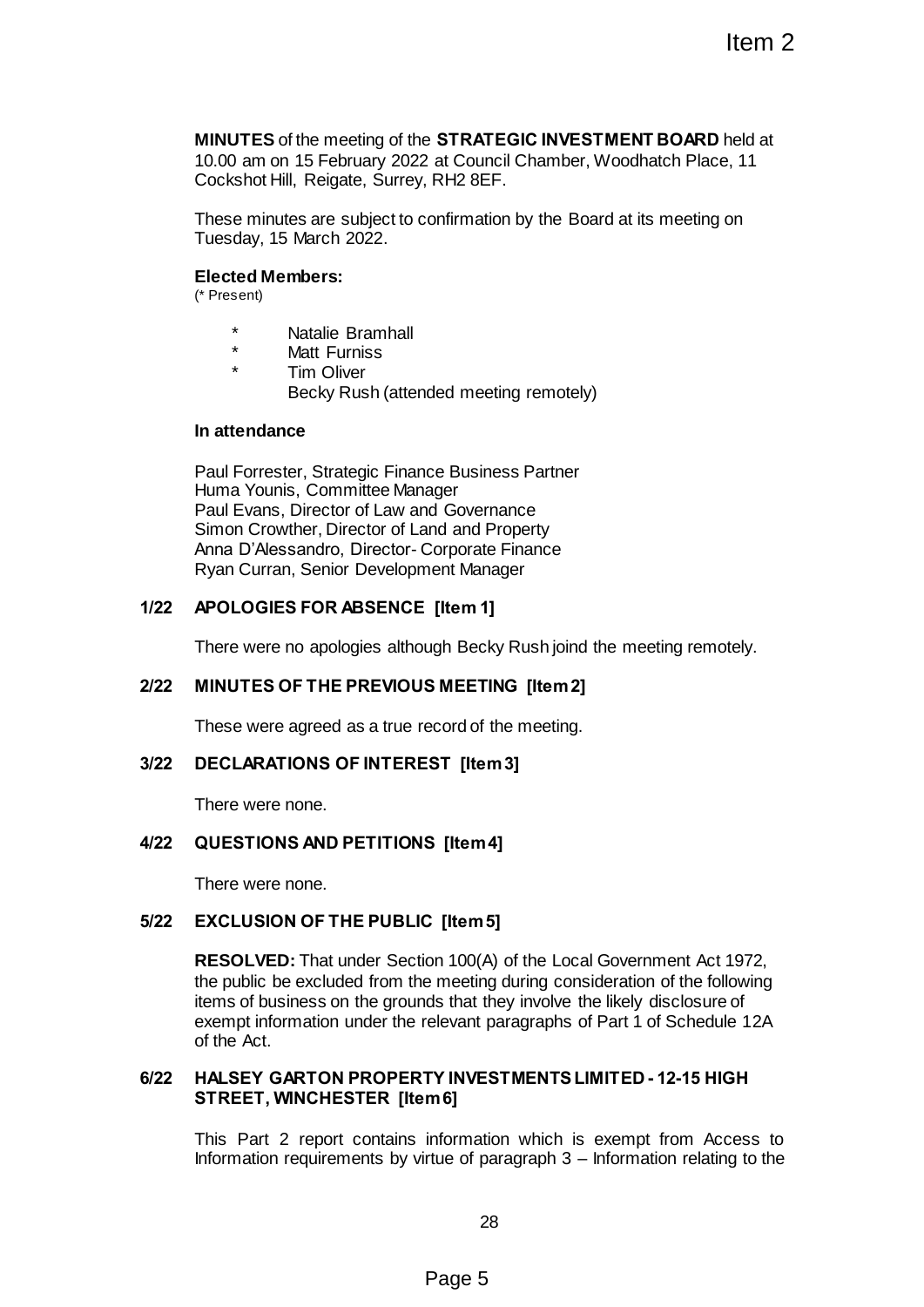**MINUTES** of the meeting of the **STRATEGIC INVESTMENT BOARD** held at 10.00 am on 15 February 2022 at Council Chamber, Woodhatch Place, 11 Cockshot Hill, Reigate, Surrey, RH2 8EF.

These minutes are subject to confirmation by the Board at its meeting on Tuesday, 15 March 2022.

**Elected Members:**
(* Present)

- \* Natalie Bramhall
- \* Matt Furniss
- \* Tim Oliver
- Becky Rush (attended meeting remotely)

**In attendance**

Paul Forrester, Strategic Finance Business Partner
Huma Younis, Committee Manager
Paul Evans, Director of Law and Governance
Simon Crowther, Director of Land and Property
Anna D'Alessandro, Director- Corporate Finance
Ryan Curran, Senior Development Manager

## 1/22 APOLOGIES FOR ABSENCE [Item 1]

There were no apologies although Becky Rush joind the meeting remotely.

## 2/22 MINUTES OF THE PREVIOUS MEETING [Item 2]

These were agreed as a true record of the meeting.

## 3/22 DECLARATIONS OF INTEREST [Item 3]

There were none.

## 4/22 QUESTIONS AND PETITIONS [Item 4]

There were none.

## 5/22 EXCLUSION OF THE PUBLIC [Item 5]

**RESOLVED:** That under Section 100(A) of the Local Government Act 1972, the public be excluded from the meeting during consideration of the following items of business on the grounds that they involve the likely disclosure of exempt information under the relevant paragraphs of Part 1 of Schedule 12A of the Act.

## 6/22 HALSEY GARTON PROPERTY INVESTMENTS LIMITED - 12-15 HIGH STREET, WINCHESTER [Item 6]

This Part 2 report contains information which is exempt from Access to Information requirements by virtue of paragraph 3 – Information relating to the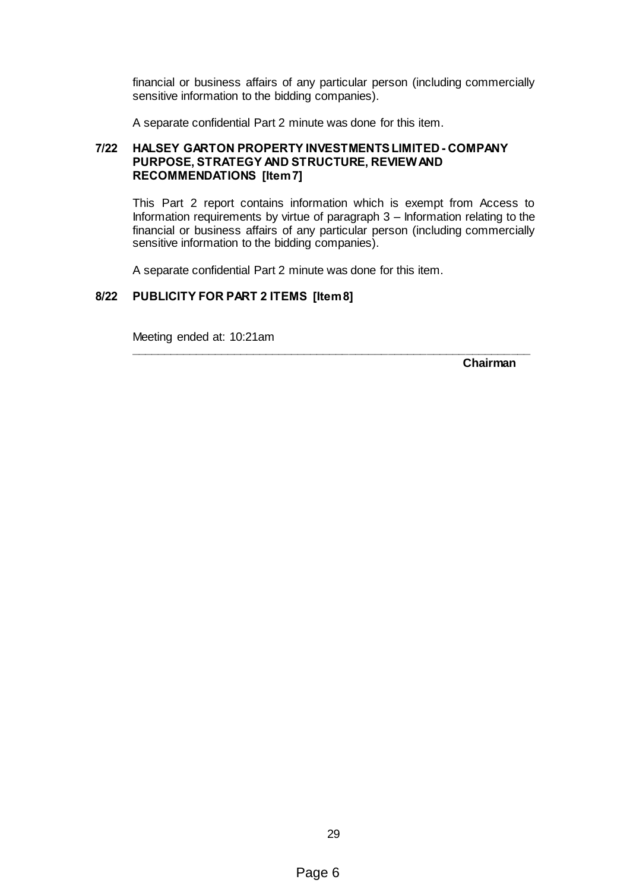financial or business affairs of any particular person (including commercially sensitive information to the bidding companies).

A separate confidential Part 2 minute was done for this item.

**7/22 HALSEY GARTON PROPERTY INVESTMENTS LIMITED - COMPANY PURPOSE, STRATEGY AND STRUCTURE, REVIEW AND RECOMMENDATIONS [Item 7]**

This Part 2 report contains information which is exempt from Access to Information requirements by virtue of paragraph 3 – Information relating to the financial or business affairs of any particular person (including commercially sensitive information to the bidding companies).

A separate confidential Part 2 minute was done for this item.

**8/22 PUBLICITY FOR PART 2 ITEMS [Item 8]**

Meeting ended at: 10:21am

______________________________________________________________

**Chairman**